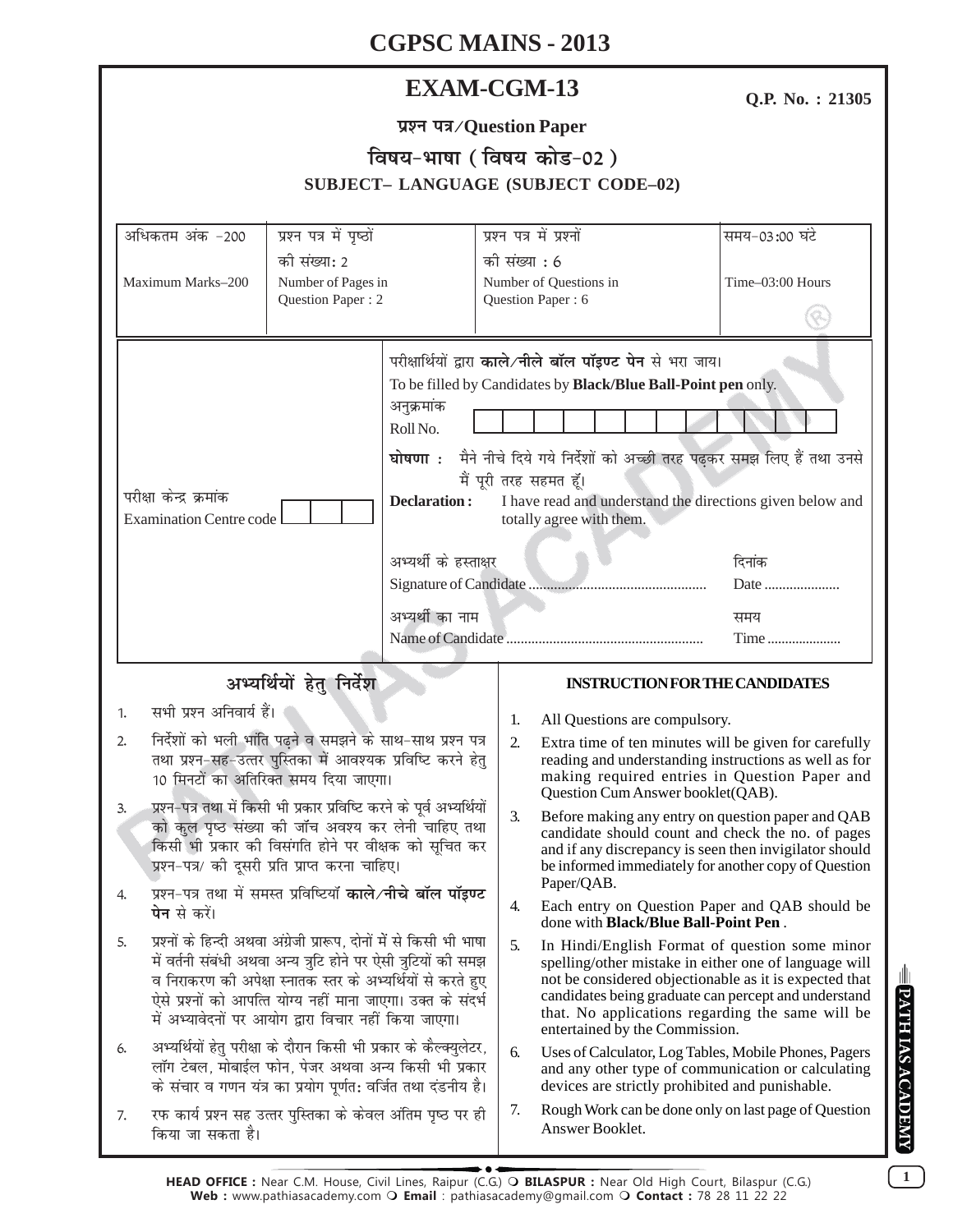# CGPSC MAINS - 2013

## EXAM-CGM-13

**Q.P. No. : 21305**

**प्रश्न पत्र/Question Paper**

**विषय-भाषा (विषय कोड-02)**

**SUBJECT– LANGUAGE (SUBJECT CODE–02)**

| अधिकतम अंक -200 | प्रश्न पत्र में पृष्ठों की संख्या: 2 | प्रश्न पत्र में प्रश्नों की संख्या : 6 | समय-03:00 घंटे |
|---|---|---|---|
| Maximum Marks–200 | Number of Pages in Question Paper : 2 | Number of Questions in Question Paper : 6 | Time–03:00 Hours |

परीक्षा केन्द्र क्रमांक
Examination Centre code

परीक्षार्थियों द्वारा **काले/नीले बॉल पॉइण्ट पेन** से भरा जाय।
To be filled by Candidates by **Black/Blue Ball-Point pen** only.

अनुक्रमांक
Roll No.

**घोषणा :** मैने नीचे दिये गये निर्देशों को अच्छी तरह पढ़कर समझ लिए हैं तथा उनसे मैं पूरी तरह सहमत हूँ।

**Declaration :** I have read and understand the directions given below and totally agree with them.

अभ्यर्थी के हस्ताक्षर
Signature of Candidate ................................................ 
दिनांक
Date .....................

अभ्यर्थी का नाम
Name of Candidate ......................................................
समय
Time .....................

### अभ्यर्थियों हेतु निर्देश

1. सभी प्रश्न अनिवार्य हैं।
2. निर्देशों को भली भांति पढ़ने व समझने के साथ-साथ प्रश्न पत्र तथा प्रश्न-सह-उत्तर पुस्तिका में आवश्यक प्रविष्टि करने हेतु 10 मिनटों का अतिरिक्त समय दिया जाएगा।
3. प्रश्न-पत्र तथा में किसी भी प्रकार प्रविष्टि करने के पूर्व अभ्यर्थियों को कुल पृष्ठ संख्या की जाँच अवश्य कर लेनी चाहिए तथा किसी भी प्रकार की विसंगति होने पर वीक्षक को सूचित कर प्रश्न-पत्र/ की दूसरी प्रति प्राप्त करना चाहिए।
4. प्रश्न-पत्र तथा में समस्त प्रविष्टियाँ **काले/नीचे बॉल पॉइण्ट पेन** से करें।
5. प्रश्नों के हिन्दी अथवा अंग्रेजी प्रारूप, दोनों में से किसी भी भाषा में वर्तनी संबंधी अथवा अन्य त्रुटि होने पर ऐसी त्रुटियों की समझ व निराकरण की अपेक्षा स्नातक स्तर के अभ्यर्थियों से करते हुए ऐसे प्रश्नों को आपत्ति योग्य नहीं माना जाएगा। उक्त के संदर्भ में अभ्यावेदनों पर आयोग द्वारा विचार नहीं किया जाएगा।
6. अभ्यर्थियों हेतु परीक्षा के दौरान किसी भी प्रकार के कैल्क्युलेटर, लॉग टेबल, मोबाईल फोन, पेजर अथवा अन्य किसी भी प्रकार के संचार व गणन यंत्र का प्रयोग पूर्णतः वर्जित तथा दंडनीय है।
7. रफ कार्य प्रश्न सह उत्तर पुस्तिका के केवल अंतिम पृष्ठ पर ही किया जा सकता है।

### INSTRUCTION FOR THE CANDIDATES

1. All Questions are compulsory.
2. Extra time of ten minutes will be given for carefully reading and understanding instructions as well as for making required entries in Question Paper and Question Cum Answer booklet(QAB).
3. Before making any entry on question paper and QAB candidate should count and check the no. of pages and if any discrepancy is seen then invigilator should be informed immediately for another copy of Question Paper/QAB.
4. Each entry on Question Paper and QAB should be done with **Black/Blue Ball-Point Pen** .
5. In Hindi/English Format of question some minor spelling/other mistake in either one of language will not be considered objectionable as it is expected that candidates being graduate can percept and understand that. No applications regarding the same will be entertained by the Commission.
6. Uses of Calculator, Log Tables, Mobile Phones, Pagers and any other type of communication or calculating devices are strictly prohibited and punishable.
7. Rough Work can be done only on last page of Question Answer Booklet.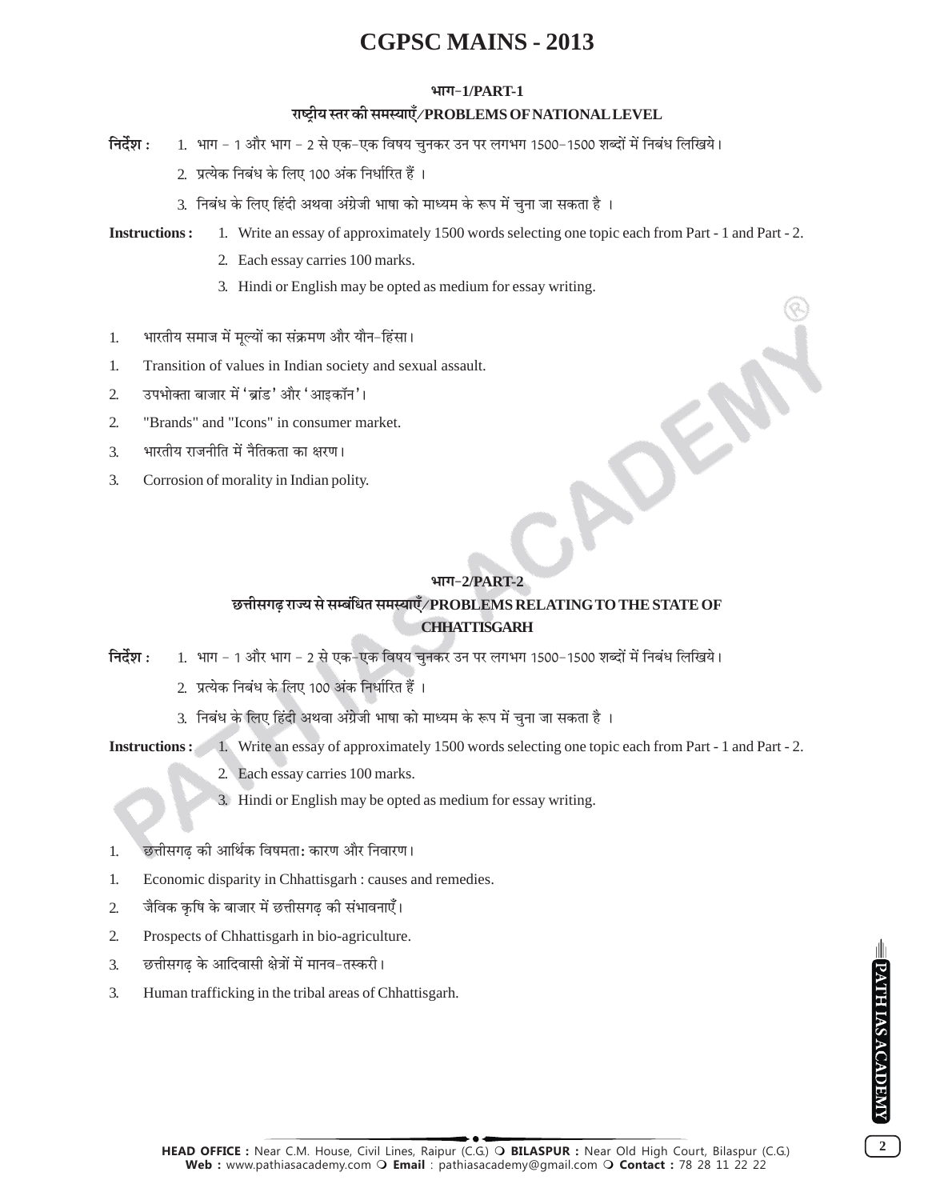# CGPSC MAINS - 2013

## भाग-1/PART-1

### राष्ट्रीय स्तर की समस्याएँ/PROBLEMS OF NATIONAL LEVEL

**निर्देश :**
1. भाग - 1 और भाग - 2 से एक-एक विषय चुनकर उन पर लगभग 1500-1500 शब्दों में निबंध लिखिये।
2. प्रत्येक निबंध के लिए 100 अंक निर्धारित हैं ।
3. निबंध के लिए हिंदी अथवा अंग्रेजी भाषा को माध्यम के रूप में चुना जा सकता है ।

**Instructions :**
1. Write an essay of approximately 1500 words selecting one topic each from Part - 1 and Part - 2.
2. Each essay carries 100 marks.
3. Hindi or English may be opted as medium for essay writing.

1. भारतीय समाज में मूल्यों का संक्रमण और यौन-हिंसा।
1. Transition of values in Indian society and sexual assault.
2. उपभोक्ता बाजार में 'ब्रांड' और 'आइकॉन'।
2. "Brands" and "Icons" in consumer market.
3. भारतीय राजनीति में नैतिकता का क्षरण।
3. Corrosion of morality in Indian polity.

## भाग-2/PART-2

### छत्तीसगढ़ राज्य से सम्बंधित समस्याएँ/PROBLEMS RELATING TO THE STATE OF CHHATTISGARH

**निर्देश :**
1. भाग - 1 और भाग - 2 से एक-एक विषय चुनकर उन पर लगभग 1500-1500 शब्दों में निबंध लिखिये।
2. प्रत्येक निबंध के लिए 100 अंक निर्धारित हैं ।
3. निबंध के लिए हिंदी अथवा अंग्रेजी भाषा को माध्यम के रूप में चुना जा सकता है ।

**Instructions :**
1. Write an essay of approximately 1500 words selecting one topic each from Part - 1 and Part - 2.
2. Each essay carries 100 marks.
3. Hindi or English may be opted as medium for essay writing.

1. छत्तीसगढ़ की आर्थिक विषमता: कारण और निवारण।
1. Economic disparity in Chhattisgarh : causes and remedies.
2. जैविक कृषि के बाजार में छत्तीसगढ़ की संभावनाएँ।
2. Prospects of Chhattisgarh in bio-agriculture.
3. छत्तीसगढ़ के आदिवासी क्षेत्रों में मानव-तस्करी।
3. Human trafficking in the tribal areas of Chhattisgarh.